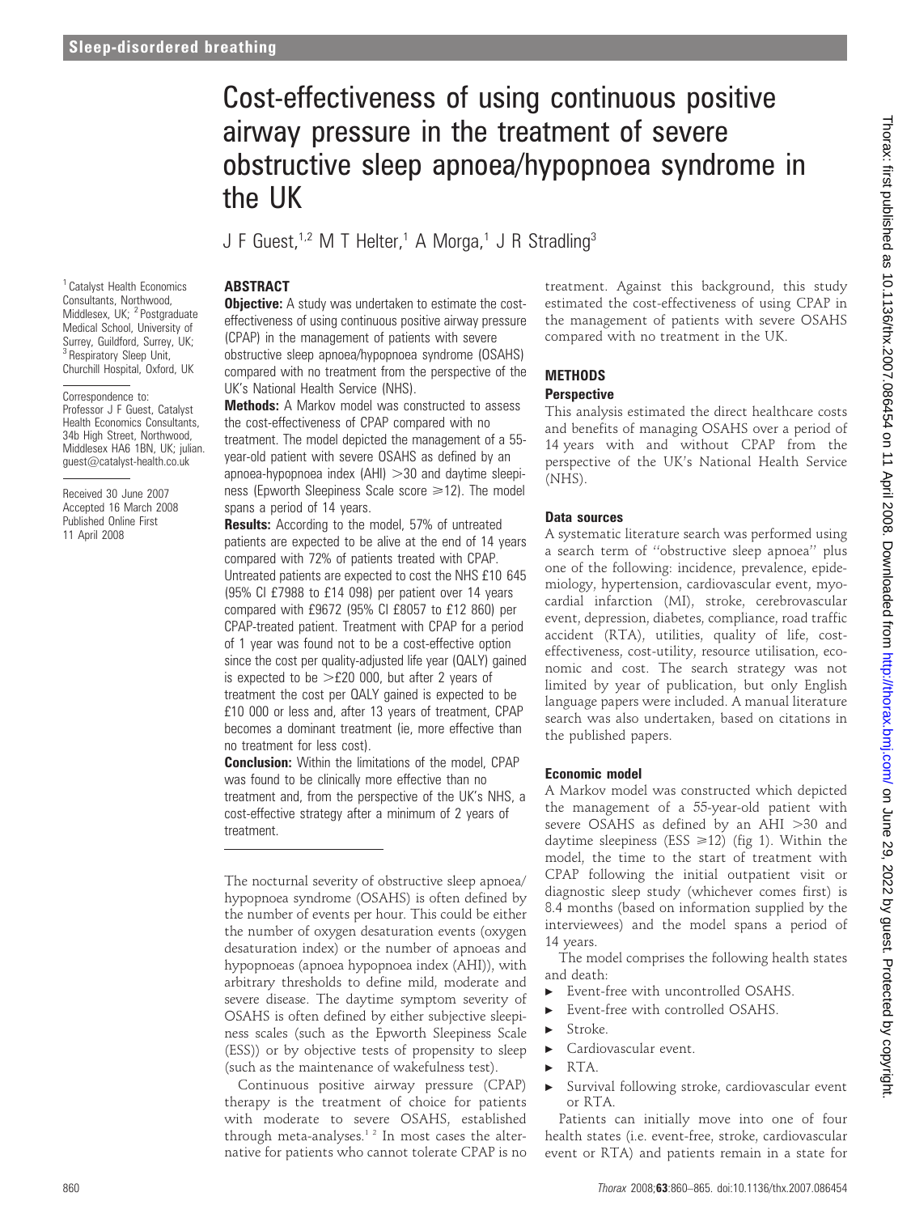# Cost-effectiveness of using continuous positive airway pressure in the treatment of severe obstructive sleep apnoea/hypopnoea syndrome in the UK

J F Guest,[1,2] M T Helter,[1] A Morga,[1] J R Stradling[3]

[1] Catalyst Health Economics Consultants, Northwood, Middlesex, UK; [2] Postgraduate Medical School, University of Surrey, Guildford, Surrey, UK; [3] Respiratory Sleep Unit, Churchill Hospital, Oxford, UK

Correspondence to: Professor J F Guest, Catalyst Health Economics Consultants, 34b High Street, Northwood, Middlesex HA6 1BN, UK; julian.guest@catalyst-health.co.uk

Received 30 June 2007
Accepted 16 March 2008
Published Online First 11 April 2008

## ABSTRACT

**Objective:** A study was undertaken to estimate the cost-effectiveness of using continuous positive airway pressure (CPAP) in the management of patients with severe obstructive sleep apnoea/hypopnoea syndrome (OSAHS) compared with no treatment from the perspective of the UK's National Health Service (NHS).

**Methods:** A Markov model was constructed to assess the cost-effectiveness of CPAP compared with no treatment. The model depicted the management of a 55-year-old patient with severe OSAHS as defined by an apnoea-hypopnoea index (AHI) >30 and daytime sleepiness (Epworth Sleepiness Scale score ≥12). The model spans a period of 14 years.

**Results:** According to the model, 57% of untreated patients are expected to be alive at the end of 14 years compared with 72% of patients treated with CPAP. Untreated patients are expected to cost the NHS £10 645 (95% CI £7988 to £14 098) per patient over 14 years compared with £9672 (95% CI £8057 to £12 860) per CPAP-treated patient. Treatment with CPAP for a period of 1 year was found not to be a cost-effective option since the cost per quality-adjusted life year (QALY) gained is expected to be >£20 000, but after 2 years of treatment the cost per QALY gained is expected to be £10 000 or less and, after 13 years of treatment, CPAP becomes a dominant treatment (ie, more effective than no treatment for less cost).

**Conclusion:** Within the limitations of the model, CPAP was found to be clinically more effective than no treatment and, from the perspective of the UK's NHS, a cost-effective strategy after a minimum of 2 years of treatment.

The nocturnal severity of obstructive sleep apnoea/hypopnoea syndrome (OSAHS) is often defined by the number of events per hour. This could be either the number of oxygen desaturation events (oxygen desaturation index) or the number of apnoeas and hypopnoeas (apnoea hypopnoea index (AHI)), with arbitrary thresholds to define mild, moderate and severe disease. The daytime symptom severity of OSAHS is often defined by either subjective sleepiness scales (such as the Epworth Sleepiness Scale (ESS)) or by objective tests of propensity to sleep (such as the maintenance of wakefulness test).

Continuous positive airway pressure (CPAP) therapy is the treatment of choice for patients with moderate to severe OSAHS, established through meta-analyses.[1 2] In most cases the alternative for patients who cannot tolerate CPAP is no treatment. Against this background, this study estimated the cost-effectiveness of using CPAP in the management of patients with severe OSAHS compared with no treatment in the UK.

## METHODS

### Perspective

This analysis estimated the direct healthcare costs and benefits of managing OSAHS over a period of 14 years with and without CPAP from the perspective of the UK's National Health Service (NHS).

### Data sources

A systematic literature search was performed using a search term of "obstructive sleep apnoea" plus one of the following: incidence, prevalence, epidemiology, hypertension, cardiovascular event, myocardial infarction (MI), stroke, cerebrovascular event, depression, diabetes, compliance, road traffic accident (RTA), utilities, quality of life, cost-effectiveness, cost-utility, resource utilisation, economic and cost. The search strategy was not limited by year of publication, but only English language papers were included. A manual literature search was also undertaken, based on citations in the published papers.

### Economic model

A Markov model was constructed which depicted the management of a 55-year-old patient with severe OSAHS as defined by an AHI >30 and daytime sleepiness (ESS ≥12) (fig 1). Within the model, the time to the start of treatment with CPAP following the initial outpatient visit or diagnostic sleep study (whichever comes first) is 8.4 months (based on information supplied by the interviewees) and the model spans a period of 14 years.

The model comprises the following health states and death:

- Event-free with uncontrolled OSAHS.
- Event-free with controlled OSAHS.
- Stroke.
- Cardiovascular event.
- RTA.
- Survival following stroke, cardiovascular event or RTA.

Patients can initially move into one of four health states (i.e. event-free, stroke, cardiovascular event or RTA) and patients remain in a state for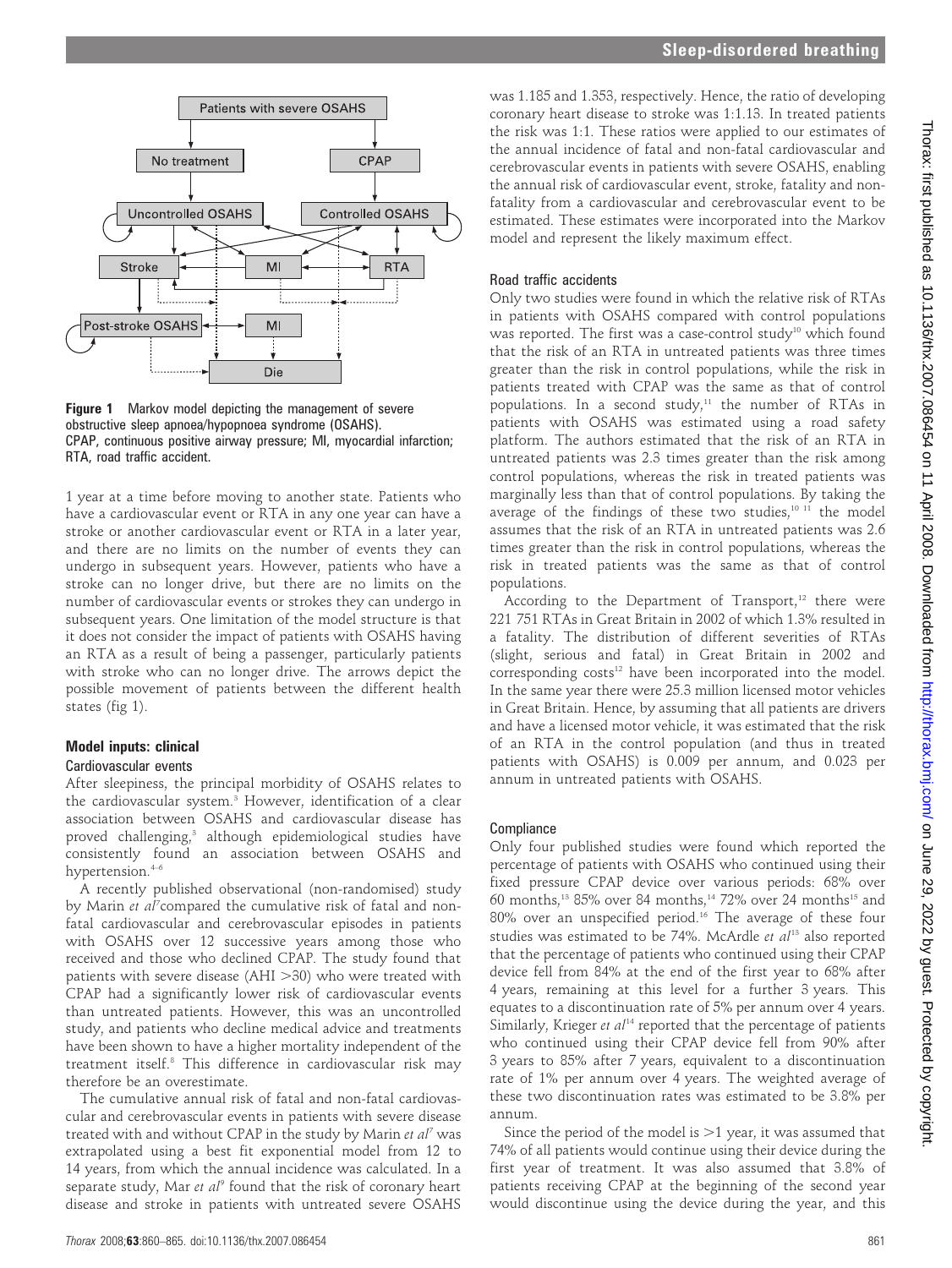Figure 1 Markov model depicting the management of severe obstructive sleep apnoea/hypopnoea syndrome (OSAHS). CPAP, continuous positive airway pressure; MI, myocardial infarction; RTA, road traffic accident.

1 year at a time before moving to another state. Patients who have a cardiovascular event or RTA in any one year can have a stroke or another cardiovascular event or RTA in a later year, and there are no limits on the number of events they can undergo in subsequent years. However, patients who have a stroke can no longer drive, but there are no limits on the number of cardiovascular events or strokes they can undergo in subsequent years. One limitation of the model structure is that it does not consider the impact of patients with OSAHS having an RTA as a result of being a passenger, particularly patients with stroke who can no longer drive. The arrows depict the possible movement of patients between the different health states (fig 1).

## Model inputs: clinical

### Cardiovascular events

After sleepiness, the principal morbidity of OSAHS relates to the cardiovascular system.[3] However, identification of a clear association between OSAHS and cardiovascular disease has proved challenging,[3] although epidemiological studies have consistently found an association between OSAHS and hypertension.[4–6]

A recently published observational (non-randomised) study by Marin *et al*[7] compared the cumulative risk of fatal and non-fatal cardiovascular and cerebrovascular episodes in patients with OSAHS over 12 successive years among those who received and those who declined CPAP. The study found that patients with severe disease (AHI >30) who were treated with CPAP had a significantly lower risk of cardiovascular events than untreated patients. However, this was an uncontrolled study, and patients who decline medical advice and treatments have been shown to have a higher mortality independent of the treatment itself.[8] This difference in cardiovascular risk may therefore be an overestimate.

The cumulative annual risk of fatal and non-fatal cardiovascular and cerebrovascular events in patients with severe disease treated with and without CPAP in the study by Marin *et al*[7] was extrapolated using a best fit exponential model from 12 to 14 years, from which the annual incidence was calculated. In a separate study, Mar *et al*[9] found that the risk of coronary heart disease and stroke in patients with untreated severe OSAHS was 1.185 and 1.353, respectively. Hence, the ratio of developing coronary heart disease to stroke was 1:1.13. In treated patients the risk was 1:1. These ratios were applied to our estimates of the annual incidence of fatal and non-fatal cardiovascular and cerebrovascular events in patients with severe OSAHS, enabling the annual risk of cardiovascular event, stroke, fatality and non-fatality from a cardiovascular and cerebrovascular event to be estimated. These estimates were incorporated into the Markov model and represent the likely maximum effect.

### Road traffic accidents

Only two studies were found in which the relative risk of RTAs in patients with OSAHS compared with control populations was reported. The first was a case-control study[10] which found that the risk of an RTA in untreated patients was three times greater than the risk in control populations, while the risk in patients treated with CPAP was the same as that of control populations. In a second study,[11] the number of RTAs in patients with OSAHS was estimated using a road safety platform. The authors estimated that the risk of an RTA in untreated patients was 2.3 times greater than the risk among control populations, whereas the risk in treated patients was marginally less than that of control populations. By taking the average of the findings of these two studies,[10 11] the model assumes that the risk of an RTA in untreated patients was 2.6 times greater than the risk in control populations, whereas the risk in treated patients was the same as that of control populations.

According to the Department of Transport,[12] there were 221 751 RTAs in Great Britain in 2002 of which 1.3% resulted in a fatality. The distribution of different severities of RTAs (slight, serious and fatal) in Great Britain in 2002 and corresponding costs[12] have been incorporated into the model. In the same year there were 25.3 million licensed motor vehicles in Great Britain. Hence, by assuming that all patients are drivers and have a licensed motor vehicle, it was estimated that the risk of an RTA in the control population (and thus in treated patients with OSAHS) is 0.009 per annum, and 0.023 per annum in untreated patients with OSAHS.

### Compliance

Only four published studies were found which reported the percentage of patients with OSAHS who continued using their fixed pressure CPAP device over various periods: 68% over 60 months,[13] 85% over 84 months,[14] 72% over 24 months[15] and 80% over an unspecified period.[16] The average of these four studies was estimated to be 74%. McArdle *et al*[13] also reported that the percentage of patients who continued using their CPAP device fell from 84% at the end of the first year to 68% after 4 years, remaining at this level for a further 3 years. This equates to a discontinuation rate of 5% per annum over 4 years. Similarly, Krieger *et al*[14] reported that the percentage of patients who continued using their CPAP device fell from 90% after 3 years to 85% after 7 years, equivalent to a discontinuation rate of 1% per annum over 4 years. The weighted average of these two discontinuation rates was estimated to be 3.8% per annum.

Since the period of the model is >1 year, it was assumed that 74% of all patients would continue using their device during the first year of treatment. It was also assumed that 3.8% of patients receiving CPAP at the beginning of the second year would discontinue using the device during the year, and this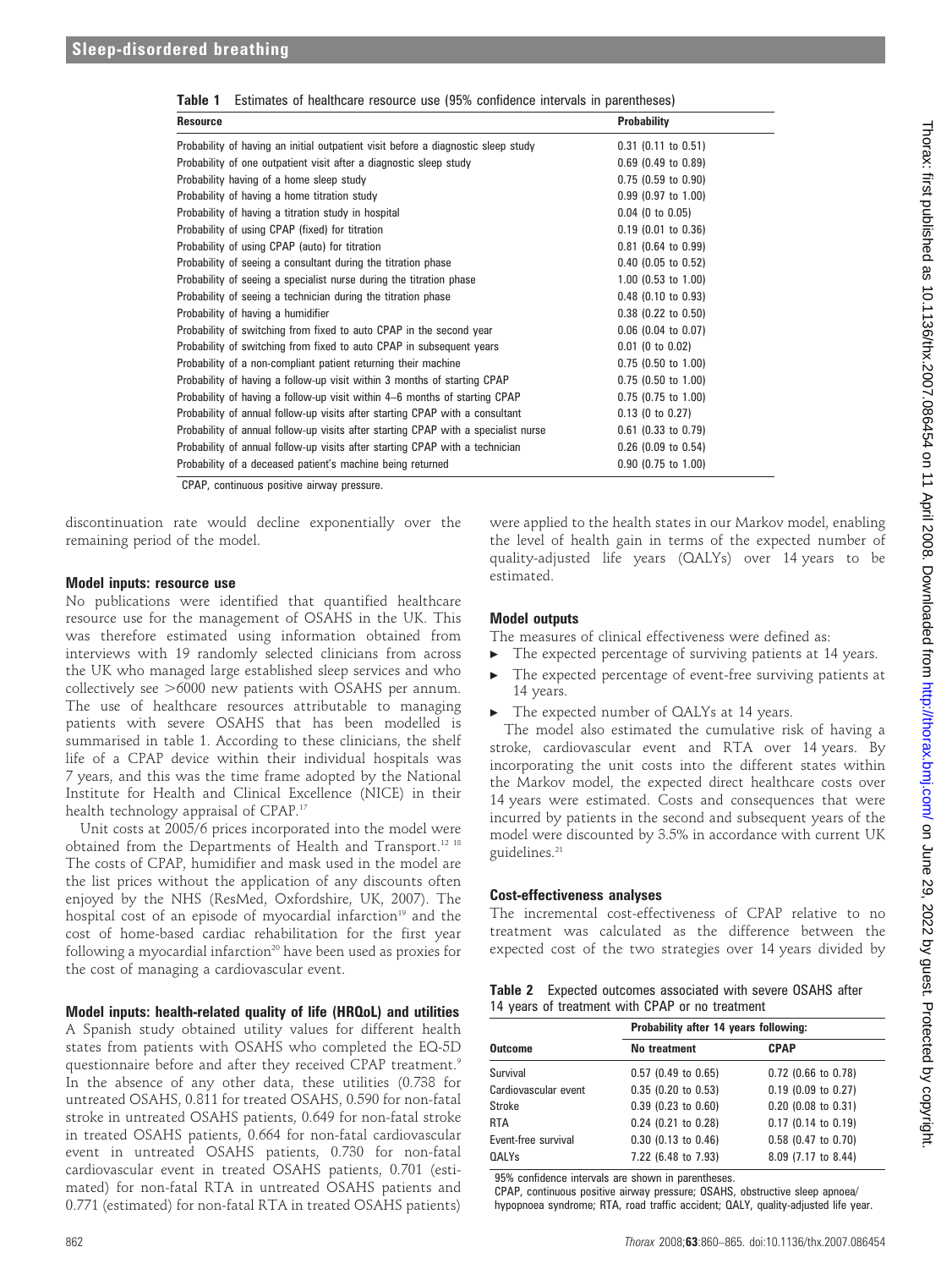**Table 1** Estimates of healthcare resource use (95% confidence intervals in parentheses)

| Resource | Probability |
|---|---|
| Probability of having an initial outpatient visit before a diagnostic sleep study | 0.31 (0.11 to 0.51) |
| Probability of one outpatient visit after a diagnostic sleep study | 0.69 (0.49 to 0.89) |
| Probability having of a home sleep study | 0.75 (0.59 to 0.90) |
| Probability of having a home titration study | 0.99 (0.97 to 1.00) |
| Probability of having a titration study in hospital | 0.04 (0 to 0.05) |
| Probability of using CPAP (fixed) for titration | 0.19 (0.01 to 0.36) |
| Probability of using CPAP (auto) for titration | 0.81 (0.64 to 0.99) |
| Probability of seeing a consultant during the titration phase | 0.40 (0.05 to 0.52) |
| Probability of seeing a specialist nurse during the titration phase | 1.00 (0.53 to 1.00) |
| Probability of seeing a technician during the titration phase | 0.48 (0.10 to 0.93) |
| Probability of having a humidifier | 0.38 (0.22 to 0.50) |
| Probability of switching from fixed to auto CPAP in the second year | 0.06 (0.04 to 0.07) |
| Probability of switching from fixed to auto CPAP in subsequent years | 0.01 (0 to 0.02) |
| Probability of a non-compliant patient returning their machine | 0.75 (0.50 to 1.00) |
| Probability of having a follow-up visit within 3 months of starting CPAP | 0.75 (0.50 to 1.00) |
| Probability of having a follow-up visit within 4–6 months of starting CPAP | 0.75 (0.75 to 1.00) |
| Probability of annual follow-up visits after starting CPAP with a consultant | 0.13 (0 to 0.27) |
| Probability of annual follow-up visits after starting CPAP with a specialist nurse | 0.61 (0.33 to 0.79) |
| Probability of annual follow-up visits after starting CPAP with a technician | 0.26 (0.09 to 0.54) |
| Probability of a deceased patient's machine being returned | 0.90 (0.75 to 1.00) |

CPAP, continuous positive airway pressure.

discontinuation rate would decline exponentially over the remaining period of the model.

### Model inputs: resource use

No publications were identified that quantified healthcare resource use for the management of OSAHS in the UK. This was therefore estimated using information obtained from interviews with 19 randomly selected clinicians from across the UK who managed large established sleep services and who collectively see >6000 new patients with OSAHS per annum. The use of healthcare resources attributable to managing patients with severe OSAHS that has been modelled is summarised in table 1. According to these clinicians, the shelf life of a CPAP device within their individual hospitals was 7 years, and this was the time frame adopted by the National Institute for Health and Clinical Excellence (NICE) in their health technology appraisal of CPAP.[17]

Unit costs at 2005/6 prices incorporated into the model were obtained from the Departments of Health and Transport.[12 18] The costs of CPAP, humidifier and mask used in the model are the list prices without the application of any discounts often enjoyed by the NHS (ResMed, Oxfordshire, UK, 2007). The hospital cost of an episode of myocardial infarction[19] and the cost of home-based cardiac rehabilitation for the first year following a myocardial infarction[20] have been used as proxies for the cost of managing a cardiovascular event.

### Model inputs: health-related quality of life (HRQoL) and utilities

A Spanish study obtained utility values for different health states from patients with OSAHS who completed the EQ-5D questionnaire before and after they received CPAP treatment.[9] In the absence of any other data, these utilities (0.738 for untreated OSAHS, 0.811 for treated OSAHS, 0.590 for non-fatal stroke in untreated OSAHS patients, 0.649 for non-fatal stroke in treated OSAHS patients, 0.664 for non-fatal cardiovascular event in untreated OSAHS patients, 0.730 for non-fatal cardiovascular event in treated OSAHS patients, 0.701 (estimated) for non-fatal RTA in untreated OSAHS patients and 0.771 (estimated) for non-fatal RTA in treated OSAHS patients) were applied to the health states in our Markov model, enabling the level of health gain in terms of the expected number of quality-adjusted life years (QALYs) over 14 years to be estimated.

### Model outputs

The measures of clinical effectiveness were defined as:

- The expected percentage of surviving patients at 14 years.
- The expected percentage of event-free surviving patients at 14 years.
- The expected number of QALYs at 14 years.

The model also estimated the cumulative risk of having a stroke, cardiovascular event and RTA over 14 years. By incorporating the unit costs into the different states within the Markov model, the expected direct healthcare costs over 14 years were estimated. Costs and consequences that were incurred by patients in the second and subsequent years of the model were discounted by 3.5% in accordance with current UK guidelines.[21]

### Cost-effectiveness analyses

The incremental cost-effectiveness of CPAP relative to no treatment was calculated as the difference between the expected cost of the two strategies over 14 years divided by

**Table 2** Expected outcomes associated with severe OSAHS after 14 years of treatment with CPAP or no treatment

| | Probability after 14 years following: | |
|---|---|---|
| **Outcome** | **No treatment** | **CPAP** |
| Survival | 0.57 (0.49 to 0.65) | 0.72 (0.66 to 0.78) |
| Cardiovascular event | 0.35 (0.20 to 0.53) | 0.19 (0.09 to 0.27) |
| Stroke | 0.39 (0.23 to 0.60) | 0.20 (0.08 to 0.31) |
| RTA | 0.24 (0.21 to 0.28) | 0.17 (0.14 to 0.19) |
| Event-free survival | 0.30 (0.13 to 0.46) | 0.58 (0.47 to 0.70) |
| QALYs | 7.22 (6.48 to 7.93) | 8.09 (7.17 to 8.44) |

95% confidence intervals are shown in parentheses.
CPAP, continuous positive airway pressure; OSAHS, obstructive sleep apnoea/hypopnoea syndrome; RTA, road traffic accident; QALY, quality-adjusted life year.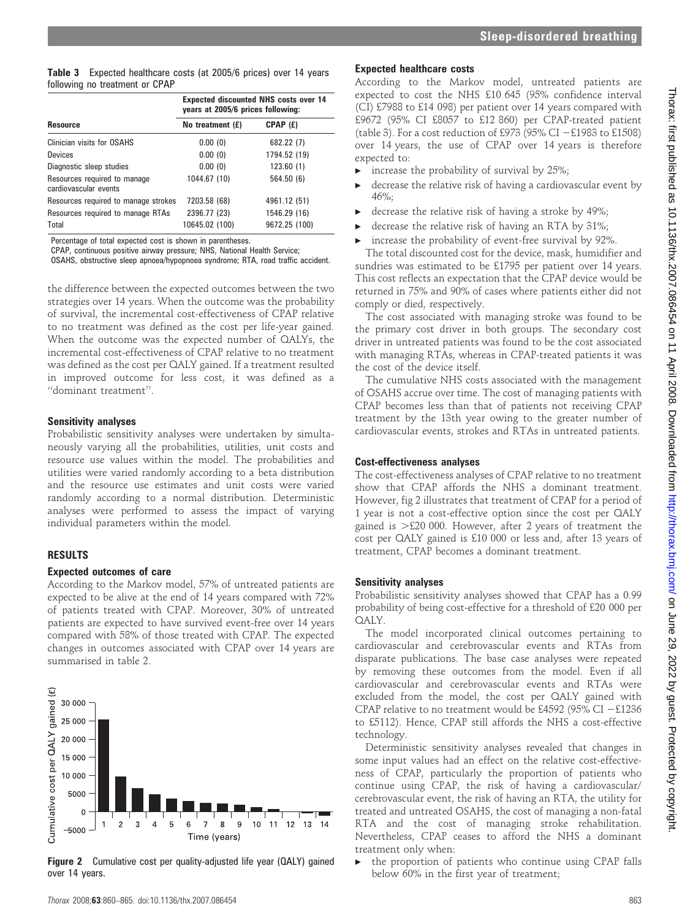**Table 3** Expected healthcare costs (at 2005/6 prices) over 14 years following no treatment or CPAP

| Resource | Expected discounted NHS costs over 14 years at 2005/6 prices following: | |
|---|---|---|
| | No treatment (£) | CPAP (£) |
| Clinician visits for OSAHS | 0.00 (0) | 682.22 (7) |
| Devices | 0.00 (0) | 1794.52 (19) |
| Diagnostic sleep studies | 0.00 (0) | 123.60 (1) |
| Resources required to manage cardiovascular events | 1044.67 (10) | 564.50 (6) |
| Resources required to manage strokes | 7203.58 (68) | 4961.12 (51) |
| Resources required to manage RTAs | 2396.77 (23) | 1546.29 (16) |
| Total | 10645.02 (100) | 9672.25 (100) |

Percentage of total expected cost is shown in parentheses.
CPAP, continuous positive airway pressure; NHS, National Health Service; OSAHS, obstructive sleep apnoea/hypopnoea syndrome; RTA, road traffic accident.

the difference between the expected outcomes between the two strategies over 14 years. When the outcome was the probability of survival, the incremental cost-effectiveness of CPAP relative to no treatment was defined as the cost per life-year gained. When the outcome was the expected number of QALYs, the incremental cost-effectiveness of CPAP relative to no treatment was defined as the cost per QALY gained. If a treatment resulted in improved outcome for less cost, it was defined as a "dominant treatment".

### Sensitivity analyses

Probabilistic sensitivity analyses were undertaken by simultaneously varying all the probabilities, utilities, unit costs and resource use values within the model. The probabilities and utilities were varied randomly according to a beta distribution and the resource use estimates and unit costs were varied randomly according to a normal distribution. Deterministic analyses were performed to assess the impact of varying individual parameters within the model.

## RESULTS

### Expected outcomes of care

According to the Markov model, 57% of untreated patients are expected to be alive at the end of 14 years compared with 72% of patients treated with CPAP. Moreover, 30% of untreated patients are expected to have survived event-free over 14 years compared with 58% of those treated with CPAP. The expected changes in outcomes associated with CPAP over 14 years are summarised in table 2.

**Figure 2** Cumulative cost per quality-adjusted life year (QALY) gained over 14 years.

### Expected healthcare costs

According to the Markov model, untreated patients are expected to cost the NHS £10 645 (95% confidence interval (CI) £7988 to £14 098) per patient over 14 years compared with £9672 (95% CI £8057 to £12 860) per CPAP-treated patient (table 3). For a cost reduction of £973 (95% CI −£1983 to £1508) over 14 years, the use of CPAP over 14 years is therefore expected to:

- increase the probability of survival by 25%;
- decrease the relative risk of having a cardiovascular event by 46%;
- decrease the relative risk of having a stroke by 49%;
- decrease the relative risk of having an RTA by 31%;
- increase the probability of event-free survival by 92%.

The total discounted cost for the device, mask, humidifier and sundries was estimated to be £1795 per patient over 14 years. This cost reflects an expectation that the CPAP device would be returned in 75% and 90% of cases where patients either did not comply or died, respectively.

The cost associated with managing stroke was found to be the primary cost driver in both groups. The secondary cost driver in untreated patients was found to be the cost associated with managing RTAs, whereas in CPAP-treated patients it was the cost of the device itself.

The cumulative NHS costs associated with the management of OSAHS accrue over time. The cost of managing patients with CPAP becomes less than that of patients not receiving CPAP treatment by the 13th year owing to the greater number of cardiovascular events, strokes and RTAs in untreated patients.

### Cost-effectiveness analyses

The cost-effectiveness analyses of CPAP relative to no treatment show that CPAP affords the NHS a dominant treatment. However, fig 2 illustrates that treatment of CPAP for a period of 1 year is not a cost-effective option since the cost per QALY gained is >£20 000. However, after 2 years of treatment the cost per QALY gained is £10 000 or less and, after 13 years of treatment, CPAP becomes a dominant treatment.

### Sensitivity analyses

Probabilistic sensitivity analyses showed that CPAP has a 0.99 probability of being cost-effective for a threshold of £20 000 per QALY.

The model incorporated clinical outcomes pertaining to cardiovascular and cerebrovascular events and RTAs from disparate publications. The base case analyses were repeated by removing these outcomes from the model. Even if all cardiovascular and cerebrovascular events and RTAs were excluded from the model, the cost per QALY gained with CPAP relative to no treatment would be £4592 (95% CI −£1236 to £5112). Hence, CPAP still affords the NHS a cost-effective technology.

Deterministic sensitivity analyses revealed that changes in some input values had an effect on the relative cost-effectiveness of CPAP, particularly the proportion of patients who continue using CPAP, the risk of having a cardiovascular/cerebrovascular event, the risk of having an RTA, the utility for treated and untreated OSAHS, the cost of managing a non-fatal RTA and the cost of managing stroke rehabilitation. Nevertheless, CPAP ceases to afford the NHS a dominant treatment only when:

- the proportion of patients who continue using CPAP falls below 60% in the first year of treatment;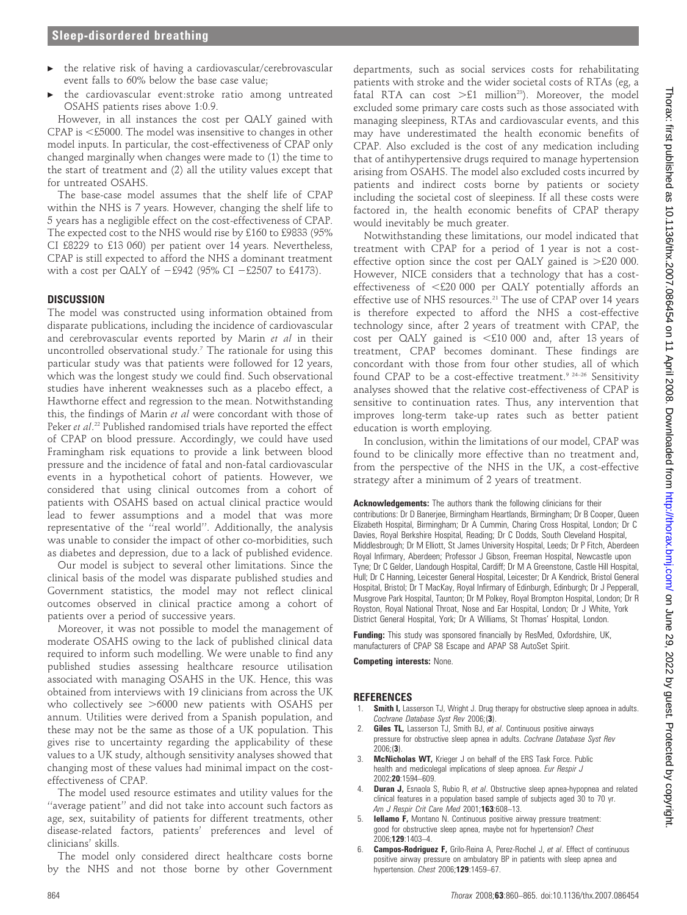- the relative risk of having a cardiovascular/cerebrovascular event falls to 60% below the base case value;
- the cardiovascular event:stroke ratio among untreated OSAHS patients rises above 1:0.9.

However, in all instances the cost per QALY gained with CPAP is <£5000. The model was insensitive to changes in other model inputs. In particular, the cost-effectiveness of CPAP only changed marginally when changes were made to (1) the time to the start of treatment and (2) all the utility values except that for untreated OSAHS.

The base-case model assumes that the shelf life of CPAP within the NHS is 7 years. However, changing the shelf life to 5 years has a negligible effect on the cost-effectiveness of CPAP. The expected cost to the NHS would rise by £160 to £9833 (95% CI £8229 to £13 060) per patient over 14 years. Nevertheless, CPAP is still expected to afford the NHS a dominant treatment with a cost per QALY of −£942 (95% CI −£2507 to £4173).

## DISCUSSION

The model was constructed using information obtained from disparate publications, including the incidence of cardiovascular and cerebrovascular events reported by Marin *et al* in their uncontrolled observational study.[7] The rationale for using this particular study was that patients were followed for 12 years, which was the longest study we could find. Such observational studies have inherent weaknesses such as a placebo effect, a Hawthorne effect and regression to the mean. Notwithstanding this, the findings of Marin *et al* were concordant with those of Peker *et al*.[22] Published randomised trials have reported the effect of CPAP on blood pressure. Accordingly, we could have used Framingham risk equations to provide a link between blood pressure and the incidence of fatal and non-fatal cardiovascular events in a hypothetical cohort of patients. However, we considered that using clinical outcomes from a cohort of patients with OSAHS based on actual clinical practice would lead to fewer assumptions and a model that was more representative of the "real world". Additionally, the analysis was unable to consider the impact of other co-morbidities, such as diabetes and depression, due to a lack of published evidence.

Our model is subject to several other limitations. Since the clinical basis of the model was disparate published studies and Government statistics, the model may not reflect clinical outcomes observed in clinical practice among a cohort of patients over a period of successive years.

Moreover, it was not possible to model the management of moderate OSAHS owing to the lack of published clinical data required to inform such modelling. We were unable to find any published studies assessing healthcare resource utilisation associated with managing OSAHS in the UK. Hence, this was obtained from interviews with 19 clinicians from across the UK who collectively see >6000 new patients with OSAHS per annum. Utilities were derived from a Spanish population, and these may not be the same as those of a UK population. This gives rise to uncertainty regarding the applicability of these values to a UK study, although sensitivity analyses showed that changing most of these values had minimal impact on the cost-effectiveness of CPAP.

The model used resource estimates and utility values for the "average patient" and did not take into account such factors as age, sex, suitability of patients for different treatments, other disease-related factors, patients' preferences and level of clinicians' skills.

The model only considered direct healthcare costs borne by the NHS and not those borne by other Government departments, such as social services costs for rehabilitating patients with stroke and the wider societal costs of RTAs (eg, a fatal RTA can cost >£1 million[23]). Moreover, the model excluded some primary care costs such as those associated with managing sleepiness, RTAs and cardiovascular events, and this may have underestimated the health economic benefits of CPAP. Also excluded is the cost of any medication including that of antihypertensive drugs required to manage hypertension arising from OSAHS. The model also excluded costs incurred by patients and indirect costs borne by patients or society including the societal cost of sleepiness. If all these costs were factored in, the health economic benefits of CPAP therapy would inevitably be much greater.

Notwithstanding these limitations, our model indicated that treatment with CPAP for a period of 1 year is not a cost-effective option since the cost per QALY gained is >£20 000. However, NICE considers that a technology that has a cost-effectiveness of <£20 000 per QALY potentially affords an effective use of NHS resources.[21] The use of CPAP over 14 years is therefore expected to afford the NHS a cost-effective technology since, after 2 years of treatment with CPAP, the cost per QALY gained is <£10 000 and, after 13 years of treatment, CPAP becomes dominant. These findings are concordant with those from four other studies, all of which found CPAP to be a cost-effective treatment.[9 24–26] Sensitivity analyses showed that the relative cost-effectiveness of CPAP is sensitive to continuation rates. Thus, any intervention that improves long-term take-up rates such as better patient education is worth employing.

In conclusion, within the limitations of our model, CPAP was found to be clinically more effective than no treatment and, from the perspective of the NHS in the UK, a cost-effective strategy after a minimum of 2 years of treatment.

**Acknowledgements:** The authors thank the following clinicians for their contributions: Dr D Banerjee, Birmingham Heartlands, Birmingham; Dr B Cooper, Queen Elizabeth Hospital, Birmingham; Dr A Cummin, Charing Cross Hospital, London; Dr C Davies, Royal Berkshire Hospital, Reading; Dr C Dodds, South Cleveland Hospital, Middlesbrough; Dr M Elliott, St James University Hospital, Leeds; Dr P Fitch, Aberdeen Royal Infirmary, Aberdeen; Professor J Gibson, Freeman Hospital, Newcastle upon Tyne; Dr C Gelder, Llandough Hospital, Cardiff; Dr M A Greenstone, Castle Hill Hospital, Hull; Dr C Hanning, Leicester General Hospital, Leicester; Dr A Kendrick, Bristol General Hospital, Bristol; Dr T MacKay, Royal Infirmary of Edinburgh, Edinburgh; Dr J Pepperall, Musgrove Park Hospital, Taunton; Dr M Polkey, Royal Brompton Hospital, London; Dr R Royston, Royal National Throat, Nose and Ear Hospital, London; Dr J White, York District General Hospital, York; Dr A Williams, St Thomas' Hospital, London.

**Funding:** This study was sponsored financially by ResMed, Oxfordshire, UK, manufacturers of CPAP S8 Escape and APAP S8 AutoSet Spirit.

**Competing interests:** None.

## REFERENCES

1. **Smith I,** Lasserson TJ, Wright J. Drug therapy for obstructive sleep apnoea in adults. *Cochrane Database Syst Rev* 2006;(**3**).
2. **Giles TL,** Lasserson TJ, Smith BJ, *et al*. Continuous positive airways pressure for obstructive sleep apnea in adults. *Cochrane Database Syst Rev* 2006;(**3**).
3. **McNicholas WT,** Krieger J on behalf of the ERS Task Force. Public health and medicolegal implications of sleep apnoea. *Eur Respir J* 2002;**20**:1594–609.
4. **Duran J,** Esnaola S, Rubio R, *et al*. Obstructive sleep apnea-hypopnea and related clinical features in a population based sample of subjects aged 30 to 70 yr. *Am J Respir Crit Care Med* 2001;**163**:608–13.
5. **Iellamo F,** Montano N. Continuous positive airway pressure treatment: good for obstructive sleep apnea, maybe not for hypertension? *Chest* 2006;**129**:1403–4.
6. **Campos-Rodriguez F,** Grilo-Reina A, Perez-Rochel J, *et al*. Effect of continuous positive airway pressure on ambulatory BP in patients with sleep apnea and hypertension. *Chest* 2006;**129**:1459–67.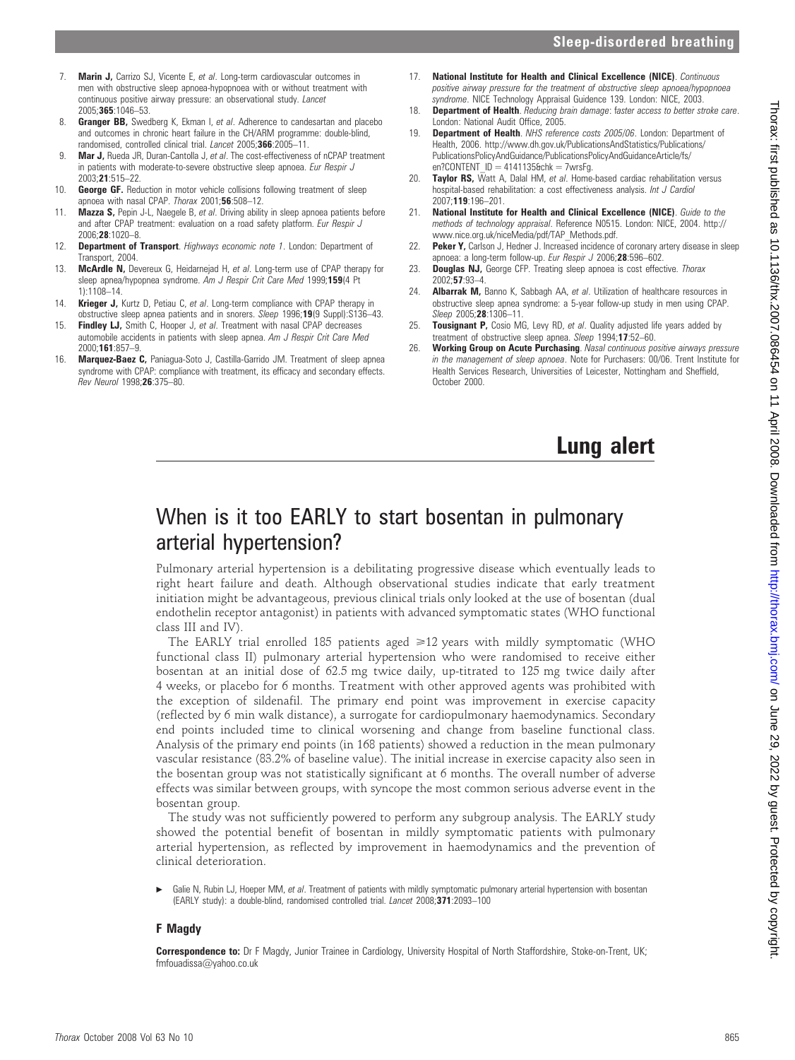7. **Marin J,** Carrizo SJ, Vicente E, *et al*. Long-term cardiovascular outcomes in men with obstructive sleep apnoea-hypopnoea with or without treatment with continuous positive airway pressure: an observational study. *Lancet* 2005;**365**:1046–53.
8. **Granger BB,** Swedberg K, Ekman I, *et al*. Adherence to candesartan and placebo and outcomes in chronic heart failure in the CH/ARM programme: double-blind, randomised, controlled clinical trial. *Lancet* 2005;**366**:2005–11.
9. **Mar J,** Rueda JR, Duran-Cantolla J, *et al*. The cost-effectiveness of nCPAP treatment in patients with moderate-to-severe obstructive sleep apnoea. *Eur Respir J* 2003;**21**:515–22.
10. **George GF.** Reduction in motor vehicle collisions following treatment of sleep apnoea with nasal CPAP. *Thorax* 2001;**56**:508–12.
11. **Mazza S,** Pepin J-L, Naegele B, *et al*. Driving ability in sleep apnoea patients before and after CPAP treatment: evaluation on a road safety platform. *Eur Respir J* 2006;**28**:1020–8.
12. **Department of Transport**. *Highways economic note 1*. London: Department of Transport, 2004.
13. **McArdle N,** Devereux G, Heidarnejad H, *et al*. Long-term use of CPAP therapy for sleep apnea/hypopnea syndrome. *Am J Respir Crit Care Med* 1999;**159**(4 Pt 1):1108–14.
14. **Krieger J,** Kurtz D, Petiau C, *et al*. Long-term compliance with CPAP therapy in obstructive sleep apnea patients and in snorers. *Sleep* 1996;**19**(9 Suppl):S136–43.
15. **Findley LJ,** Smith C, Hooper J, *et al*. Treatment with nasal CPAP decreases automobile accidents in patients with sleep apnea. *Am J Respir Crit Care Med* 2000;**161**:857–9.
16. **Marquez-Baez C,** Paniagua-Soto J, Castilla-Garrido JM. Treatment of sleep apnea syndrome with CPAP: compliance with treatment, its efficacy and secondary effects. *Rev Neurol* 1998;**26**:375–80.
17. **National Institute for Health and Clinical Excellence (NICE)**. *Continuous positive airway pressure for the treatment of obstructive sleep apnoea/hypopnoea syndrome*. NICE Technology Appraisal Guidence 139. London: NICE, 2003.
18. **Department of Health**. *Reducing brain damage*: faster access to better stroke care. London: National Audit Office, 2005.
19. **Department of Health**. *NHS reference costs 2005/06*. London: Department of Health, 2006. http://www.dh.gov.uk/PublicationsAndStatistics/Publications/PublicationsPolicyAndGuidance/PublicationsPolicyAndGuidanceArticle/fs/en?CONTENT_ID = 4141135&chk = 7wrsFg.
20. **Taylor RS,** Watt A, Dalal HM, *et al*. Home-based cardiac rehabilitation versus hospital-based rehabilitation: a cost effectiveness analysis. *Int J Cardiol* 2007;**119**:196–201.
21. **National Institute for Health and Clinical Excellence (NICE)**. *Guide to the methods of technology appraisal*. Reference N0515. London: NICE, 2004. http://www.nice.org.uk/niceMedia/pdf/TAP_Methods.pdf.
22. **Peker Y,** Carlson J, Hedner J. Increased incidence of coronary artery disease in sleep apnoea: a long-term follow-up. *Eur Respir J* 2006;**28**:596–602.
23. **Douglas NJ,** George CFP. Treating sleep apnoea is cost effective. *Thorax* 2002;**57**:93–4.
24. **Albarrak M,** Banno K, Sabbagh AA, *et al*. Utilization of healthcare resources in obstructive sleep apnea syndrome: a 5-year follow-up study in men using CPAP. *Sleep* 2005;**28**:1306–11.
25. **Tousignant P,** Cosio MG, Levy RD, *et al*. Quality adjusted life years added by treatment of obstructive sleep apnea. *Sleep* 1994;**17**:52–60.
26. **Working Group on Acute Purchasing**. *Nasal continuous positive airways pressure in the management of sleep apnoea*. Note for Purchasers: 00/06. Trent Institute for Health Services Research, Universities of Leicester, Nottingham and Sheffield, October 2000.

# Lung alert

## When is it too EARLY to start bosentan in pulmonary arterial hypertension?

Pulmonary arterial hypertension is a debilitating progressive disease which eventually leads to right heart failure and death. Although observational studies indicate that early treatment initiation might be advantageous, previous clinical trials only looked at the use of bosentan (dual endothelin receptor antagonist) in patients with advanced symptomatic states (WHO functional class III and IV).

The EARLY trial enrolled 185 patients aged ⩾12 years with mildly symptomatic (WHO functional class II) pulmonary arterial hypertension who were randomised to receive either bosentan at an initial dose of 62.5 mg twice daily, up-titrated to 125 mg twice daily after 4 weeks, or placebo for 6 months. Treatment with other approved agents was prohibited with the exception of sildenafil. The primary end point was improvement in exercise capacity (reflected by 6 min walk distance), a surrogate for cardiopulmonary haemodynamics. Secondary end points included time to clinical worsening and change from baseline functional class. Analysis of the primary end points (in 168 patients) showed a reduction in the mean pulmonary vascular resistance (83.2% of baseline value). The initial increase in exercise capacity also seen in the bosentan group was not statistically significant at 6 months. The overall number of adverse effects was similar between groups, with syncope the most common serious adverse event in the bosentan group.

The study was not sufficiently powered to perform any subgroup analysis. The EARLY study showed the potential benefit of bosentan in mildly symptomatic patients with pulmonary arterial hypertension, as reflected by improvement in haemodynamics and the prevention of clinical deterioration.

- Galie N, Rubin LJ, Hoeper MM, *et al*. Treatment of patients with mildly symptomatic pulmonary arterial hypertension with bosentan (EARLY study): a double-blind, randomised controlled trial. *Lancet* 2008;**371**:2093–100

**F Magdy**

**Correspondence to:** Dr F Magdy, Junior Trainee in Cardiology, University Hospital of North Staffordshire, Stoke-on-Trent, UK; fmfouadissa@yahoo.co.uk